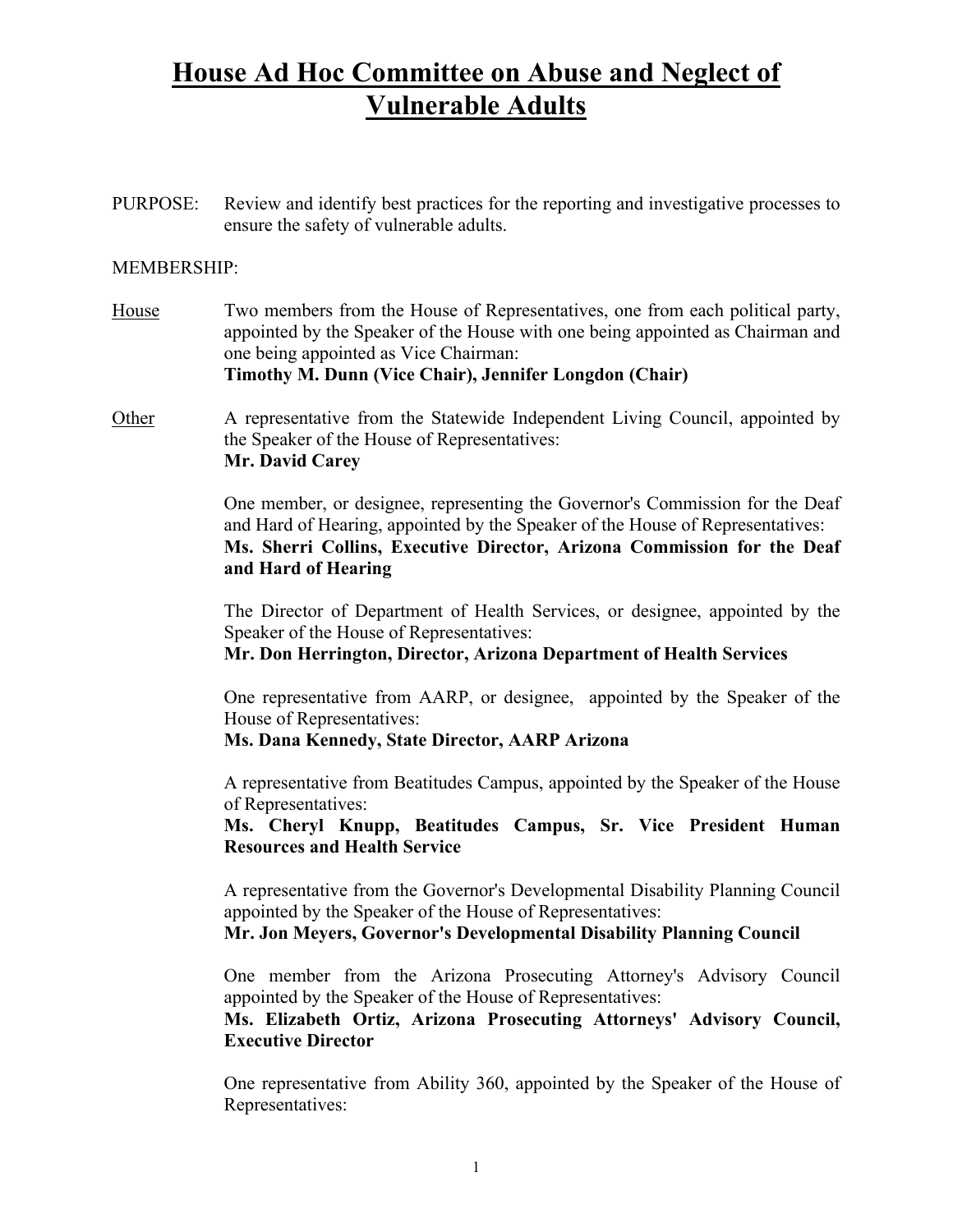# House Ad Hoc Committee on Abuse and Neglect of Vulnerable Adults

PURPOSE: Review and identify best practices for the reporting and investigative processes to ensure the safety of vulnerable adults.

MEMBERSHIP:

House
Two members from the House of Representatives, one from each political party, appointed by the Speaker of the House with one being appointed as Chairman and one being appointed as Vice Chairman:
**Timothy M. Dunn (Vice Chair), Jennifer Longdon (Chair)**

Other
A representative from the Statewide Independent Living Council, appointed by the Speaker of the House of Representatives:
**Mr. David Carey**

One member, or designee, representing the Governor's Commission for the Deaf and Hard of Hearing, appointed by the Speaker of the House of Representatives:
**Ms. Sherri Collins, Executive Director, Arizona Commission for the Deaf and Hard of Hearing**

The Director of Department of Health Services, or designee, appointed by the Speaker of the House of Representatives:
**Mr. Don Herrington, Director, Arizona Department of Health Services**

One representative from AARP, or designee, appointed by the Speaker of the House of Representatives:
**Ms. Dana Kennedy, State Director, AARP Arizona**

A representative from Beatitudes Campus, appointed by the Speaker of the House of Representatives:
**Ms. Cheryl Knupp, Beatitudes Campus, Sr. Vice President Human Resources and Health Service**

A representative from the Governor's Developmental Disability Planning Council appointed by the Speaker of the House of Representatives:
**Mr. Jon Meyers, Governor's Developmental Disability Planning Council**

One member from the Arizona Prosecuting Attorney's Advisory Council appointed by the Speaker of the House of Representatives:
**Ms. Elizabeth Ortiz, Arizona Prosecuting Attorneys' Advisory Council, Executive Director**

One representative from Ability 360, appointed by the Speaker of the House of Representatives: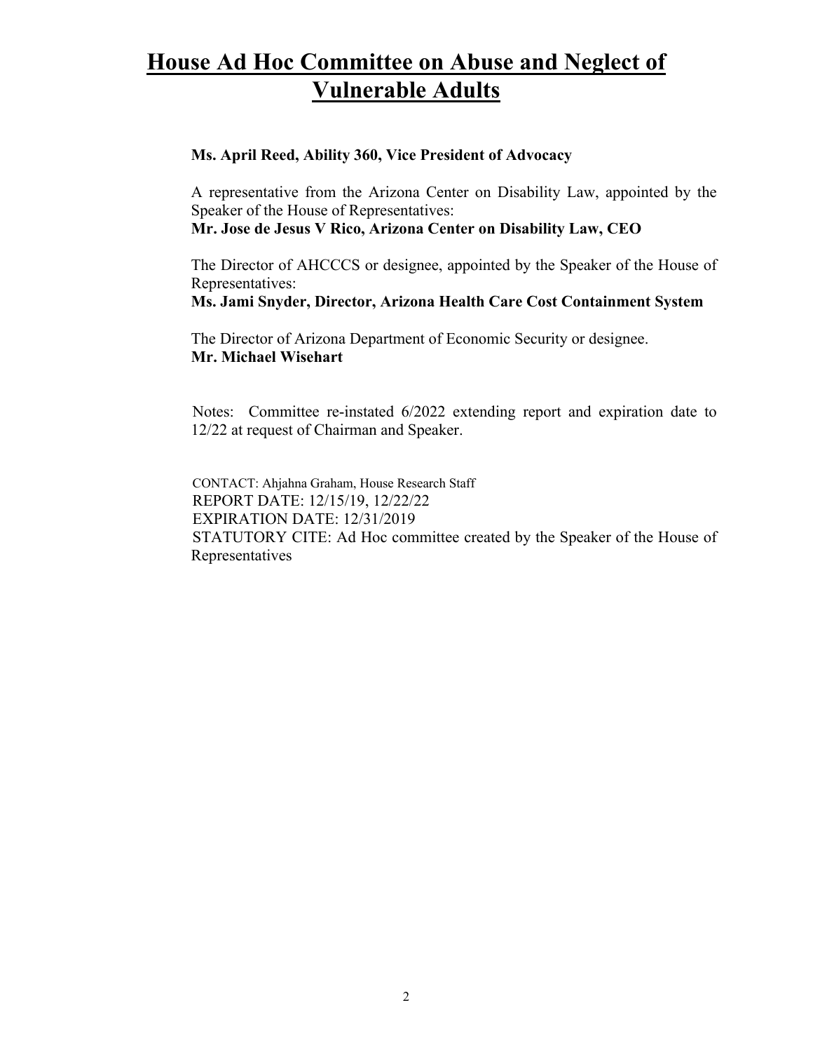# House Ad Hoc Committee on Abuse and Neglect of Vulnerable Adults

**Ms. April Reed, Ability 360, Vice President of Advocacy**

A representative from the Arizona Center on Disability Law, appointed by the Speaker of the House of Representatives:
**Mr. Jose de Jesus V Rico, Arizona Center on Disability Law, CEO**

The Director of AHCCCS or designee, appointed by the Speaker of the House of Representatives:
**Ms. Jami Snyder, Director, Arizona Health Care Cost Containment System**

The Director of Arizona Department of Economic Security or designee.
**Mr. Michael Wisehart**

Notes: Committee re-instated 6/2022 extending report and expiration date to 12/22 at request of Chairman and Speaker.

CONTACT: Ahjahna Graham, House Research Staff
REPORT DATE: 12/15/19, 12/22/22
EXPIRATION DATE: 12/31/2019
STATUTORY CITE: Ad Hoc committee created by the Speaker of the House of Representatives